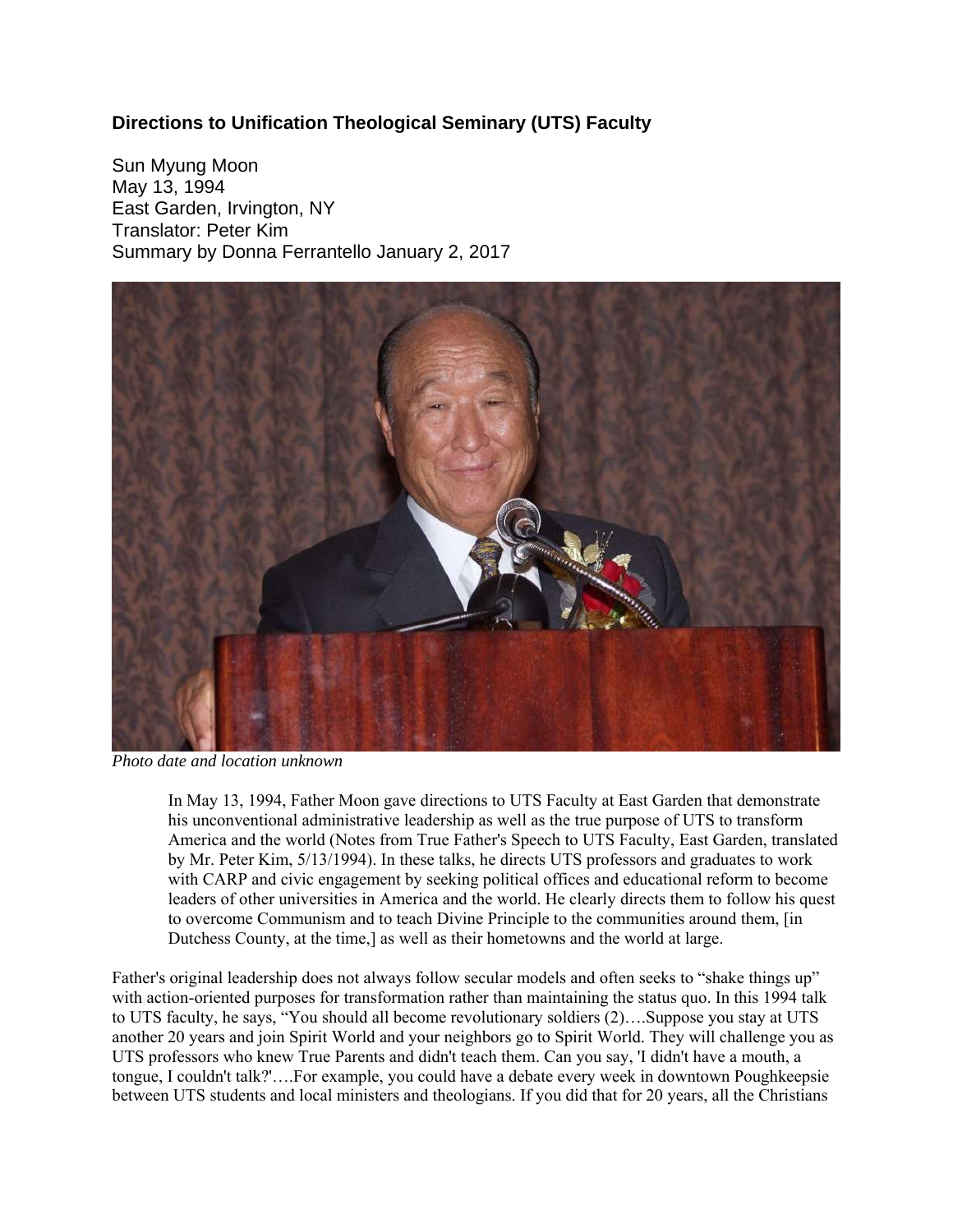## Directions to Unification Theological Seminary (UTS) Faculty

Sun Myung Moon
May 13, 1994
East Garden, Irvington, NY
Translator: Peter Kim
Summary by Donna Ferrantello January 2, 2017

*Photo date and location unknown*

> In May 13, 1994, Father Moon gave directions to UTS Faculty at East Garden that demonstrate his unconventional administrative leadership as well as the true purpose of UTS to transform America and the world (Notes from True Father's Speech to UTS Faculty, East Garden, translated by Mr. Peter Kim, 5/13/1994). In these talks, he directs UTS professors and graduates to work with CARP and civic engagement by seeking political offices and educational reform to become leaders of other universities in America and the world. He clearly directs them to follow his quest to overcome Communism and to teach Divine Principle to the communities around them, [in Dutchess County, at the time,] as well as their hometowns and the world at large.

Father's original leadership does not always follow secular models and often seeks to "shake things up" with action-oriented purposes for transformation rather than maintaining the status quo. In this 1994 talk to UTS faculty, he says, "You should all become revolutionary soldiers (2)….Suppose you stay at UTS another 20 years and join Spirit World and your neighbors go to Spirit World. They will challenge you as UTS professors who knew True Parents and didn't teach them. Can you say, 'I didn't have a mouth, a tongue, I couldn't talk?'….For example, you could have a debate every week in downtown Poughkeepsie between UTS students and local ministers and theologians. If you did that for 20 years, all the Christians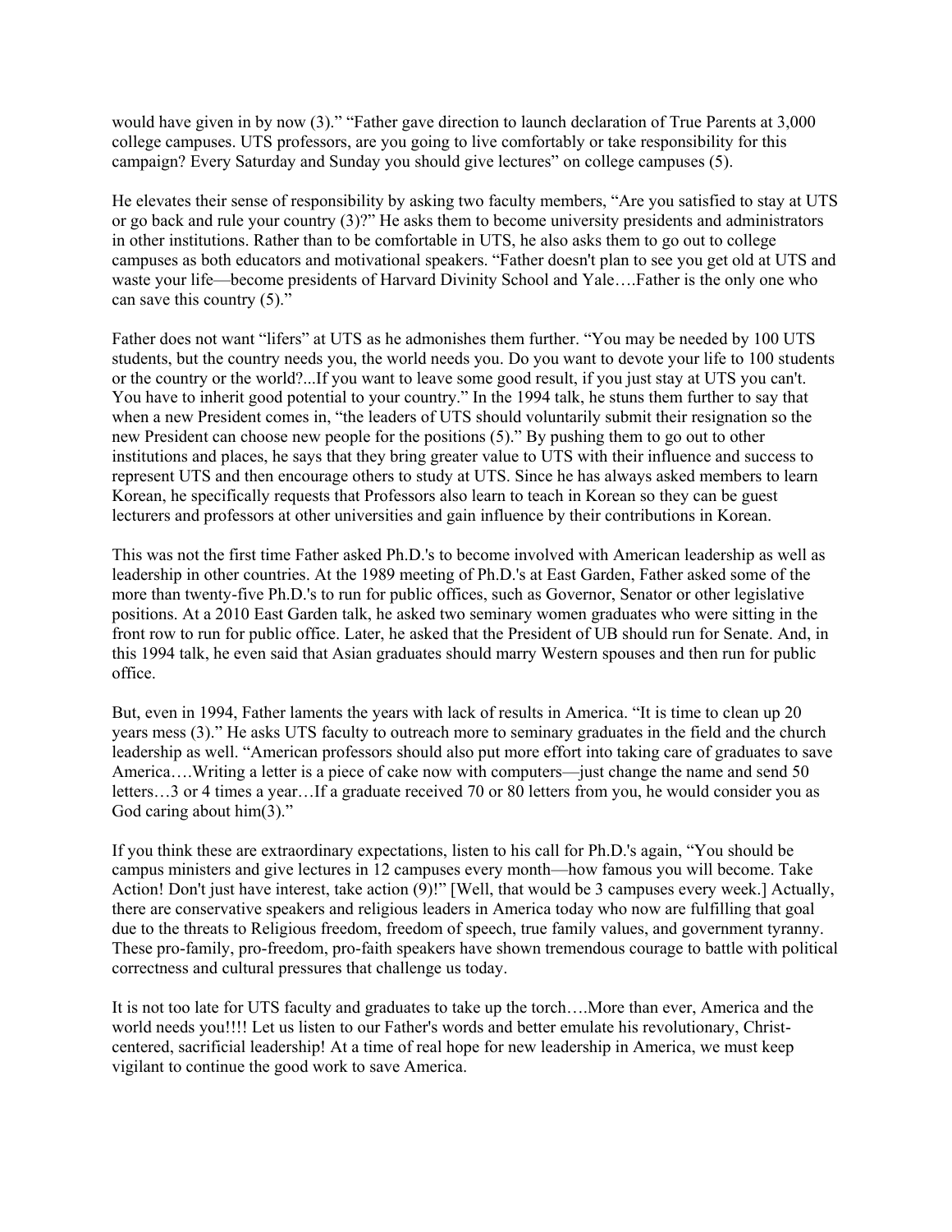would have given in by now (3)." "Father gave direction to launch declaration of True Parents at 3,000 college campuses. UTS professors, are you going to live comfortably or take responsibility for this campaign? Every Saturday and Sunday you should give lectures" on college campuses (5).

He elevates their sense of responsibility by asking two faculty members, "Are you satisfied to stay at UTS or go back and rule your country (3)?" He asks them to become university presidents and administrators in other institutions. Rather than to be comfortable in UTS, he also asks them to go out to college campuses as both educators and motivational speakers. "Father doesn't plan to see you get old at UTS and waste your life—become presidents of Harvard Divinity School and Yale….Father is the only one who can save this country (5)."

Father does not want "lifers" at UTS as he admonishes them further. "You may be needed by 100 UTS students, but the country needs you, the world needs you. Do you want to devote your life to 100 students or the country or the world?...If you want to leave some good result, if you just stay at UTS you can't. You have to inherit good potential to your country." In the 1994 talk, he stuns them further to say that when a new President comes in, "the leaders of UTS should voluntarily submit their resignation so the new President can choose new people for the positions (5)." By pushing them to go out to other institutions and places, he says that they bring greater value to UTS with their influence and success to represent UTS and then encourage others to study at UTS. Since he has always asked members to learn Korean, he specifically requests that Professors also learn to teach in Korean so they can be guest lecturers and professors at other universities and gain influence by their contributions in Korean.

This was not the first time Father asked Ph.D.'s to become involved with American leadership as well as leadership in other countries. At the 1989 meeting of Ph.D.'s at East Garden, Father asked some of the more than twenty-five Ph.D.'s to run for public offices, such as Governor, Senator or other legislative positions. At a 2010 East Garden talk, he asked two seminary women graduates who were sitting in the front row to run for public office. Later, he asked that the President of UB should run for Senate. And, in this 1994 talk, he even said that Asian graduates should marry Western spouses and then run for public office.

But, even in 1994, Father laments the years with lack of results in America. "It is time to clean up 20 years mess (3)." He asks UTS faculty to outreach more to seminary graduates in the field and the church leadership as well. "American professors should also put more effort into taking care of graduates to save America….Writing a letter is a piece of cake now with computers—just change the name and send 50 letters…3 or 4 times a year…If a graduate received 70 or 80 letters from you, he would consider you as God caring about him(3)."

If you think these are extraordinary expectations, listen to his call for Ph.D.'s again, "You should be campus ministers and give lectures in 12 campuses every month—how famous you will become. Take Action! Don't just have interest, take action (9)!" [Well, that would be 3 campuses every week.] Actually, there are conservative speakers and religious leaders in America today who now are fulfilling that goal due to the threats to Religious freedom, freedom of speech, true family values, and government tyranny. These pro-family, pro-freedom, pro-faith speakers have shown tremendous courage to battle with political correctness and cultural pressures that challenge us today.

It is not too late for UTS faculty and graduates to take up the torch….More than ever, America and the world needs you!!!! Let us listen to our Father's words and better emulate his revolutionary, Christ-centered, sacrificial leadership! At a time of real hope for new leadership in America, we must keep vigilant to continue the good work to save America.